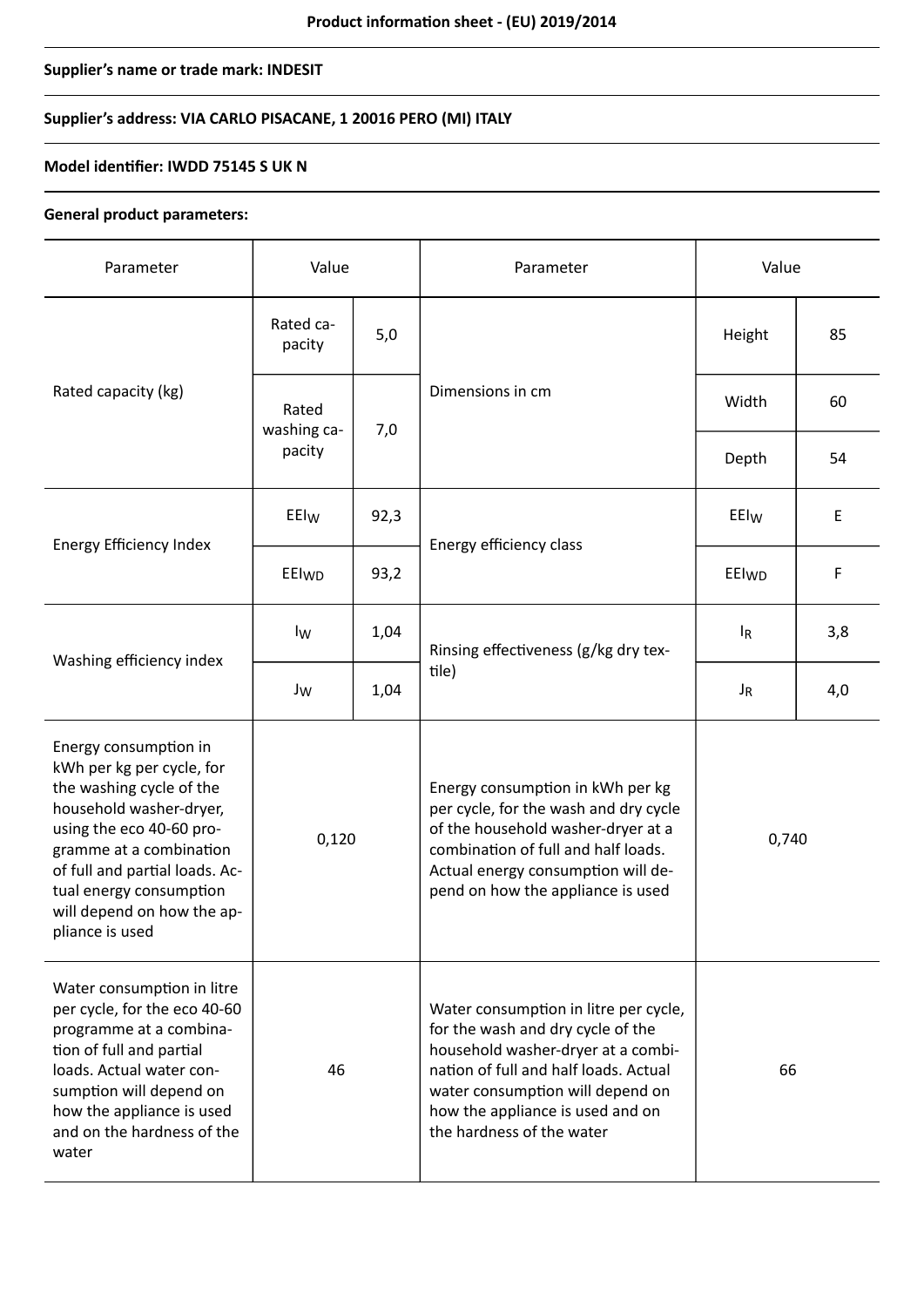**Product information sheet - (EU) 2019/2014**

**Supplier's name or trade mark: INDESIT**

**Supplier's address: VIA CARLO PISACANE, 1 20016 PERO (MI) ITALY**

**Model identifier: IWDD 75145 S UK N**

**General product parameters:**

| Parameter | Value | | Parameter | Value | |
|---|---|---|---|---|---|
| Rated capacity (kg) | Rated capacity | 5,0 | Dimensions in cm | Height | 85 |
| | Rated washing capacity | 7,0 | | Width | 60 |
| | | | | Depth | 54 |
| Energy Efficiency Index | $EEI_W$ | 92,3 | Energy efficiency class | $EEI_W$ | E |
| | $EEI_{WD}$ | 93,2 | | $EEI_{WD}$ | F |
| Washing efficiency index | $I_W$ | 1,04 | Rinsing effectiveness (g/kg dry textile) | $I_R$ | 3,8 |
| | $J_W$ | 1,04 | | $J_R$ | 4,0 |
| Energy consumption in kWh per kg per cycle, for the washing cycle of the household washer-dryer, using the eco 40-60 programme at a combination of full and partial loads. Actual energy consumption will depend on how the appliance is used | 0,120 | | Energy consumption in kWh per kg per cycle, for the wash and dry cycle of the household washer-dryer at a combination of full and half loads. Actual energy consumption will depend on how the appliance is used | 0,740 | |
| Water consumption in litre per cycle, for the eco 40-60 programme at a combination of full and partial loads. Actual water consumption will depend on how the appliance is used and on the hardness of the water | 46 | | Water consumption in litre per cycle, for the wash and dry cycle of the household washer-dryer at a combination of full and half loads. Actual water consumption will depend on how the appliance is used and on the hardness of the water | 66 | |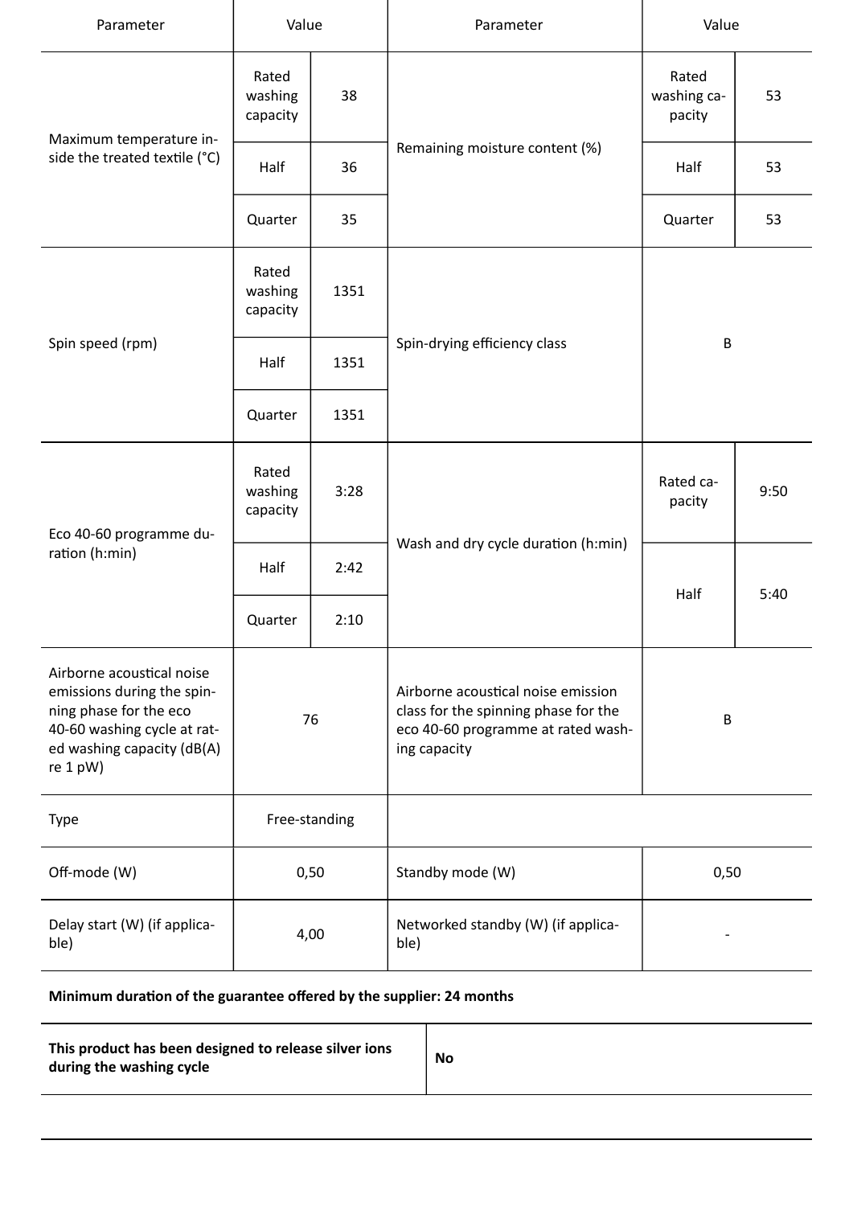| Parameter | Value | | Parameter | Value | |
|---|---|---|---|---|---|
| Maximum temperature inside the treated textile (°C) | Rated washing capacity | 38 | Remaining moisture content (%) | Rated washing capacity | 53 |
| | Half | 36 | | Half | 53 |
| | Quarter | 35 | | Quarter | 53 |
| Spin speed (rpm) | Rated washing capacity | 1351 | Spin-drying efficiency class | B | |
| | Half | 1351 | | | |
| | Quarter | 1351 | | | |
| Eco 40-60 programme duration (h:min) | Rated washing capacity | 3:28 | Wash and dry cycle duration (h:min) | Rated capacity | 9:50 |
| | Half | 2:42 | | Half | 5:40 |
| | Quarter | 2:10 | | | |
| Airborne acoustical noise emissions during the spinning phase for the eco 40-60 washing cycle at rated washing capacity (dB(A) re 1 pW) | 76 | | Airborne acoustical noise emission class for the spinning phase for the eco 40-60 programme at rated washing capacity | B | |
| Type | Free-standing | | | | |
| Off-mode (W) | 0,50 | | Standby mode (W) | 0,50 | |
| Delay start (W) (if applicable) | 4,00 | | Networked standby (W) (if applicable) | - | |

**Minimum duration of the guarantee offered by the supplier: 24 months**

| **This product has been designed to release silver ions during the washing cycle** | **No** |
|---|---|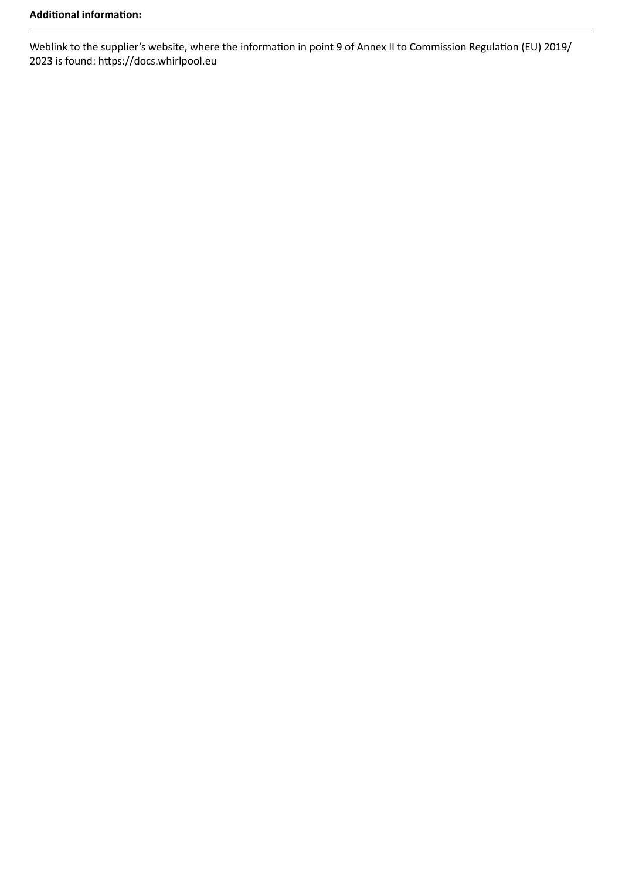**Additional information:**

---

Weblink to the supplier's website, where the information in point 9 of Annex II to Commission Regulation (EU) 2019/2023 is found: https://docs.whirlpool.eu